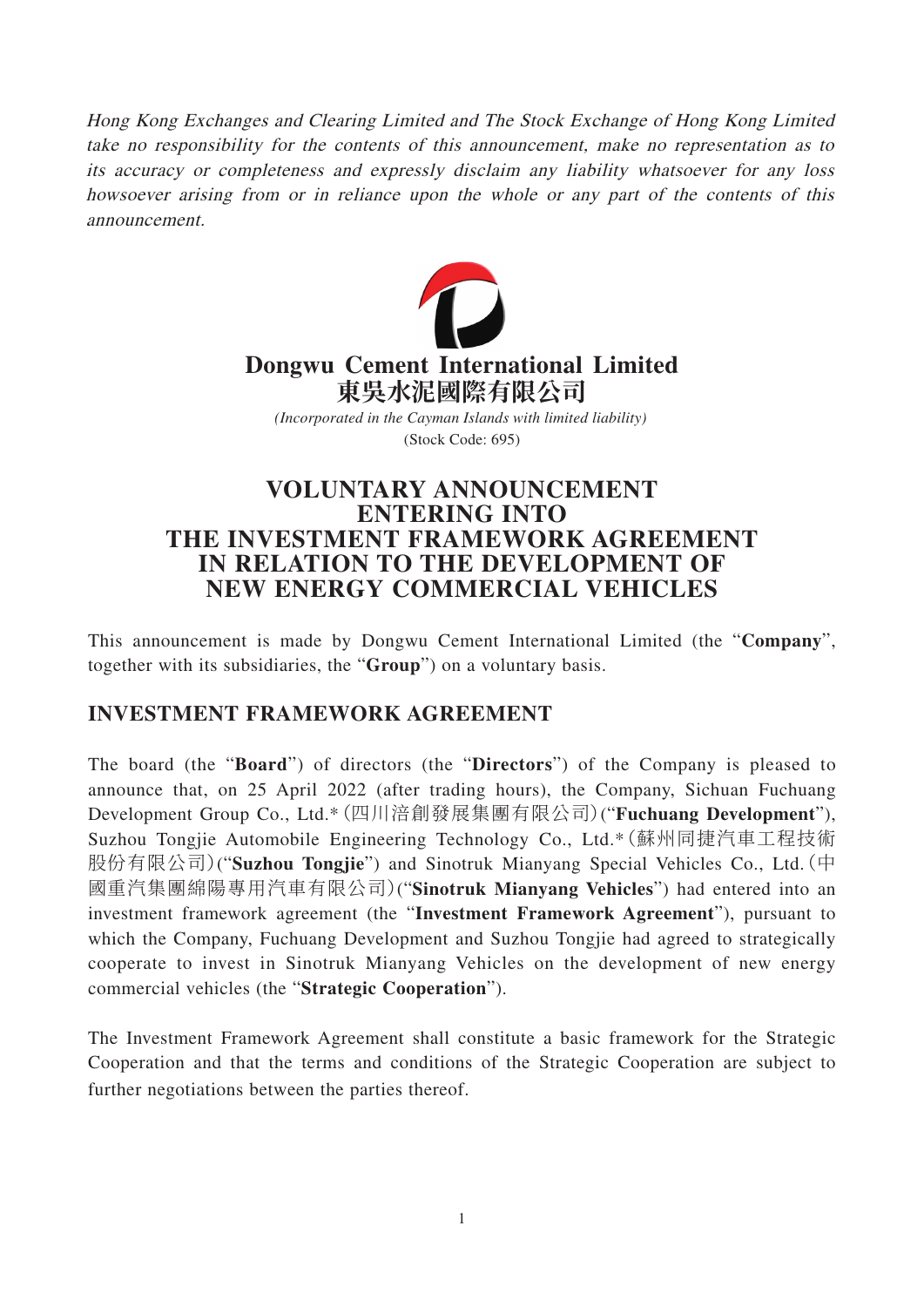*Hong Kong Exchanges and Clearing Limited and The Stock Exchange of Hong Kong Limited take no responsibility for the contents of this announcement, make no representation as to its accuracy or completeness and expressly disclaim any liability whatsoever for any loss howsoever arising from or in reliance upon the whole or any part of the contents of this announcement.*

**Dongwu Cement International Limited**
**東吳水泥國際有限公司**

*(Incorporated in the Cayman Islands with limited liability)*
(Stock Code: 695)

# VOLUNTARY ANNOUNCEMENT ENTERING INTO THE INVESTMENT FRAMEWORK AGREEMENT IN RELATION TO THE DEVELOPMENT OF NEW ENERGY COMMERCIAL VEHICLES

This announcement is made by Dongwu Cement International Limited (the "**Company**", together with its subsidiaries, the "**Group**") on a voluntary basis.

## INVESTMENT FRAMEWORK AGREEMENT

The board (the "**Board**") of directors (the "**Directors**") of the Company is pleased to announce that, on 25 April 2022 (after trading hours), the Company, Sichuan Fuchuang Development Group Co., Ltd.* (四川涪創發展集團有限公司) ("**Fuchuang Development**"), Suzhou Tongjie Automobile Engineering Technology Co., Ltd.* (蘇州同捷汽車工程技術股份有限公司) ("**Suzhou Tongjie**") and Sinotruk Mianyang Special Vehicles Co., Ltd. (中國重汽集團綿陽專用汽車有限公司) ("**Sinotruk Mianyang Vehicles**") had entered into an investment framework agreement (the "**Investment Framework Agreement**"), pursuant to which the Company, Fuchuang Development and Suzhou Tongjie had agreed to strategically cooperate to invest in Sinotruk Mianyang Vehicles on the development of new energy commercial vehicles (the "**Strategic Cooperation**").

The Investment Framework Agreement shall constitute a basic framework for the Strategic Cooperation and that the terms and conditions of the Strategic Cooperation are subject to further negotiations between the parties thereof.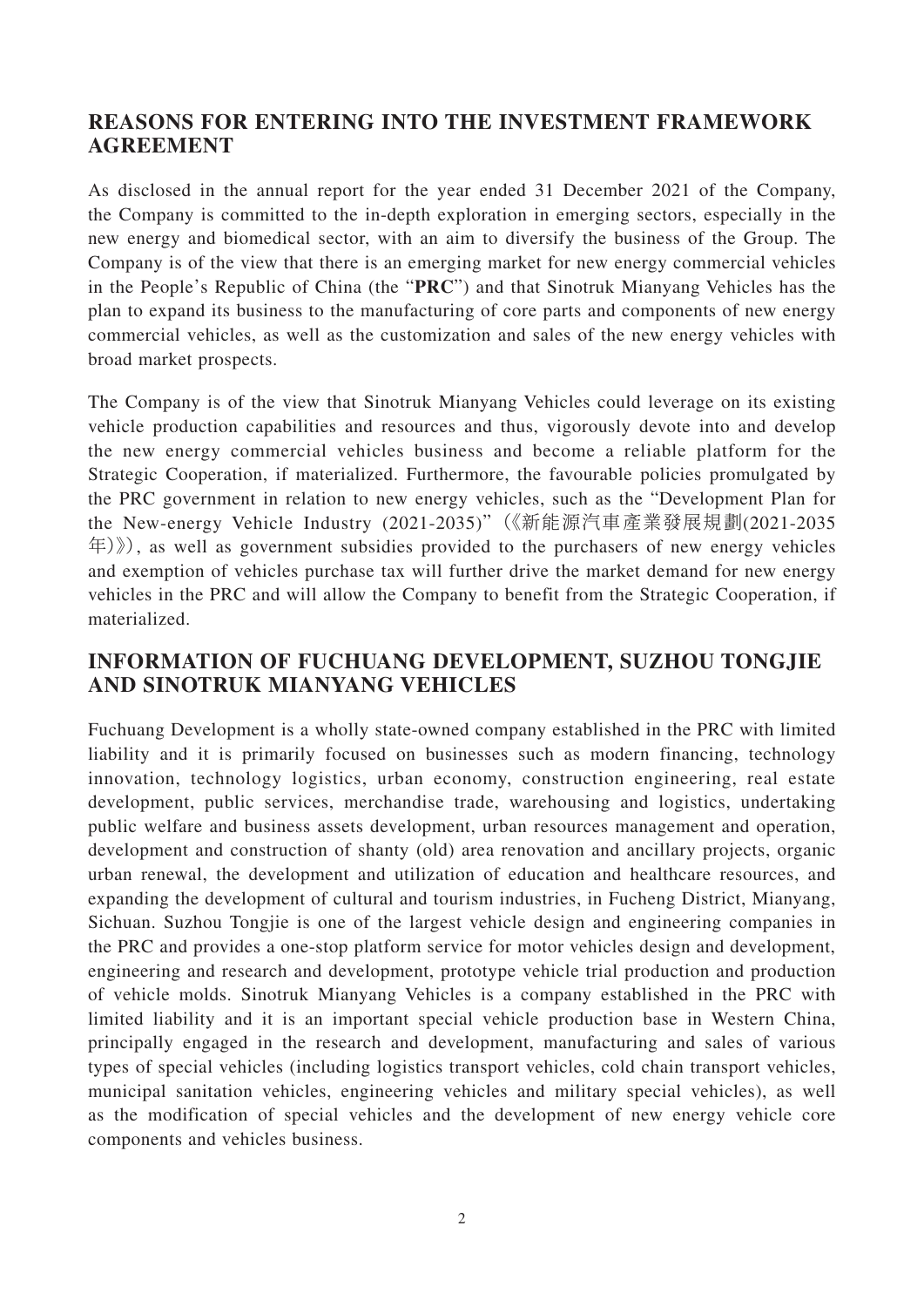## REASONS FOR ENTERING INTO THE INVESTMENT FRAMEWORK AGREEMENT

As disclosed in the annual report for the year ended 31 December 2021 of the Company, the Company is committed to the in-depth exploration in emerging sectors, especially in the new energy and biomedical sector, with an aim to diversify the business of the Group. The Company is of the view that there is an emerging market for new energy commercial vehicles in the People's Republic of China (the "**PRC**") and that Sinotruk Mianyang Vehicles has the plan to expand its business to the manufacturing of core parts and components of new energy commercial vehicles, as well as the customization and sales of the new energy vehicles with broad market prospects.

The Company is of the view that Sinotruk Mianyang Vehicles could leverage on its existing vehicle production capabilities and resources and thus, vigorously devote into and develop the new energy commercial vehicles business and become a reliable platform for the Strategic Cooperation, if materialized. Furthermore, the favourable policies promulgated by the PRC government in relation to new energy vehicles, such as the "Development Plan for the New-energy Vehicle Industry (2021-2035)"（《新能源汽車產業發展規劃(2021-2035年)》）, as well as government subsidies provided to the purchasers of new energy vehicles and exemption of vehicles purchase tax will further drive the market demand for new energy vehicles in the PRC and will allow the Company to benefit from the Strategic Cooperation, if materialized.

## INFORMATION OF FUCHUANG DEVELOPMENT, SUZHOU TONGJIE AND SINOTRUK MIANYANG VEHICLES

Fuchuang Development is a wholly state-owned company established in the PRC with limited liability and it is primarily focused on businesses such as modern financing, technology innovation, technology logistics, urban economy, construction engineering, real estate development, public services, merchandise trade, warehousing and logistics, undertaking public welfare and business assets development, urban resources management and operation, development and construction of shanty (old) area renovation and ancillary projects, organic urban renewal, the development and utilization of education and healthcare resources, and expanding the development of cultural and tourism industries, in Fucheng District, Mianyang, Sichuan. Suzhou Tongjie is one of the largest vehicle design and engineering companies in the PRC and provides a one-stop platform service for motor vehicles design and development, engineering and research and development, prototype vehicle trial production and production of vehicle molds. Sinotruk Mianyang Vehicles is a company established in the PRC with limited liability and it is an important special vehicle production base in Western China, principally engaged in the research and development, manufacturing and sales of various types of special vehicles (including logistics transport vehicles, cold chain transport vehicles, municipal sanitation vehicles, engineering vehicles and military special vehicles), as well as the modification of special vehicles and the development of new energy vehicle core components and vehicles business.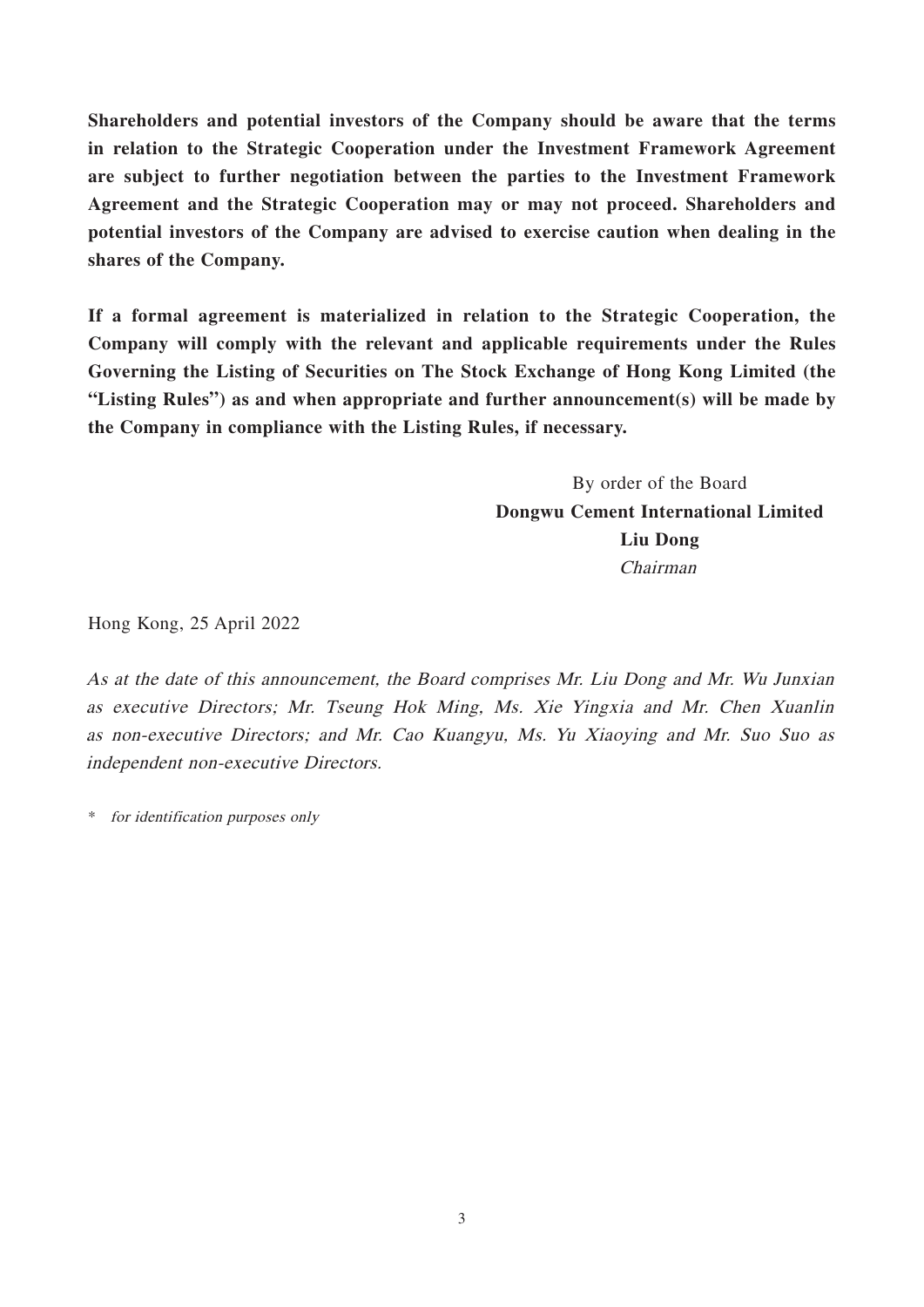**Shareholders and potential investors of the Company should be aware that the terms in relation to the Strategic Cooperation under the Investment Framework Agreement are subject to further negotiation between the parties to the Investment Framework Agreement and the Strategic Cooperation may or may not proceed. Shareholders and potential investors of the Company are advised to exercise caution when dealing in the shares of the Company.**

**If a formal agreement is materialized in relation to the Strategic Cooperation, the Company will comply with the relevant and applicable requirements under the Rules Governing the Listing of Securities on The Stock Exchange of Hong Kong Limited (the "Listing Rules") as and when appropriate and further announcement(s) will be made by the Company in compliance with the Listing Rules, if necessary.**

By order of the Board
**Dongwu Cement International Limited**
**Liu Dong**
*Chairman*

Hong Kong, 25 April 2022

*As at the date of this announcement, the Board comprises Mr. Liu Dong and Mr. Wu Junxian as executive Directors; Mr. Tseung Hok Ming, Ms. Xie Yingxia and Mr. Chen Xuanlin as non-executive Directors; and Mr. Cao Kuangyu, Ms. Yu Xiaoying and Mr. Suo Suo as independent non-executive Directors.*

\* *for identification purposes only*